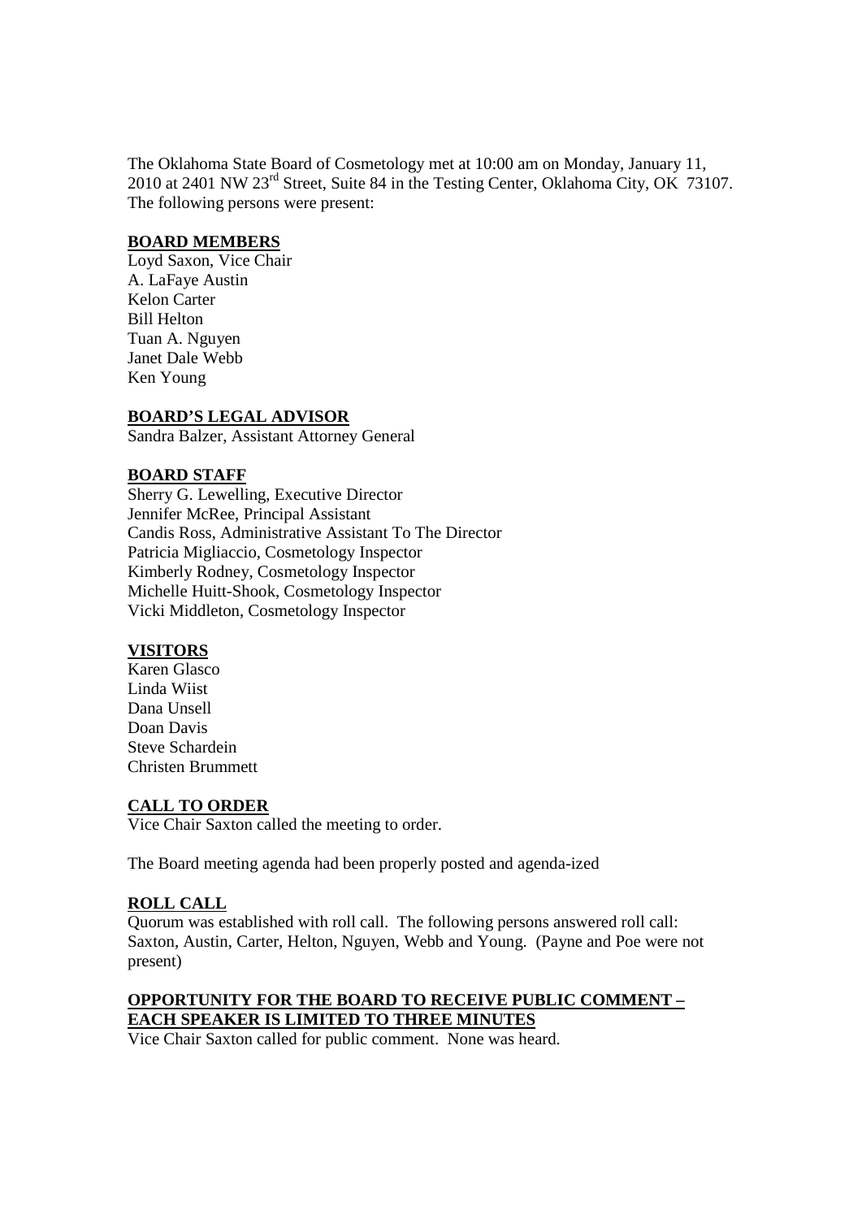The Oklahoma State Board of Cosmetology met at 10:00 am on Monday, January 11, 2010 at 2401 NW 23rd Street, Suite 84 in the Testing Center, Oklahoma City, OK 73107. The following persons were present:

## BOARD MEMBERS

Loyd Saxon, Vice Chair
A. LaFaye Austin
Kelon Carter
Bill Helton
Tuan A. Nguyen
Janet Dale Webb
Ken Young

## BOARD'S LEGAL ADVISOR

Sandra Balzer, Assistant Attorney General

## BOARD STAFF

Sherry G. Lewelling, Executive Director
Jennifer McRee, Principal Assistant
Candis Ross, Administrative Assistant To The Director
Patricia Migliaccio, Cosmetology Inspector
Kimberly Rodney, Cosmetology Inspector
Michelle Huitt-Shook, Cosmetology Inspector
Vicki Middleton, Cosmetology Inspector

## VISITORS

Karen Glasco
Linda Wiist
Dana Unsell
Doan Davis
Steve Schardein
Christen Brummett

## CALL TO ORDER

Vice Chair Saxton called the meeting to order.

The Board meeting agenda had been properly posted and agenda-ized

## ROLL CALL

Quorum was established with roll call. The following persons answered roll call: Saxton, Austin, Carter, Helton, Nguyen, Webb and Young. (Payne and Poe were not present)

## OPPORTUNITY FOR THE BOARD TO RECEIVE PUBLIC COMMENT – EACH SPEAKER IS LIMITED TO THREE MINUTES

Vice Chair Saxton called for public comment. None was heard.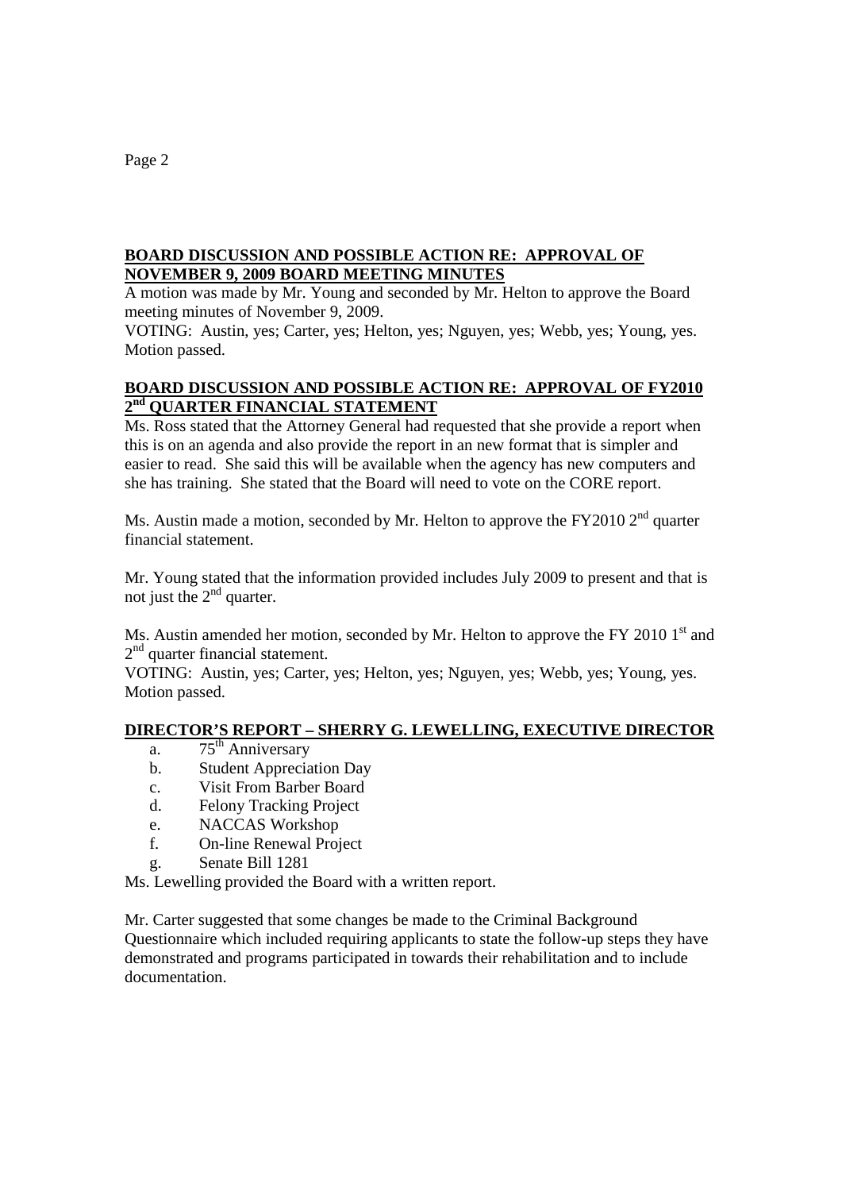**BOARD DISCUSSION AND POSSIBLE ACTION RE: APPROVAL OF NOVEMBER 9, 2009 BOARD MEETING MINUTES**

A motion was made by Mr. Young and seconded by Mr. Helton to approve the Board meeting minutes of November 9, 2009.
VOTING: Austin, yes; Carter, yes; Helton, yes; Nguyen, yes; Webb, yes; Young, yes.
Motion passed.

**BOARD DISCUSSION AND POSSIBLE ACTION RE: APPROVAL OF FY2010 2nd QUARTER FINANCIAL STATEMENT**

Ms. Ross stated that the Attorney General had requested that she provide a report when this is on an agenda and also provide the report in an new format that is simpler and easier to read. She said this will be available when the agency has new computers and she has training. She stated that the Board will need to vote on the CORE report.

Ms. Austin made a motion, seconded by Mr. Helton to approve the FY2010 2nd quarter financial statement.

Mr. Young stated that the information provided includes July 2009 to present and that is not just the 2nd quarter.

Ms. Austin amended her motion, seconded by Mr. Helton to approve the FY 2010 1st and 2nd quarter financial statement.
VOTING: Austin, yes; Carter, yes; Helton, yes; Nguyen, yes; Webb, yes; Young, yes.
Motion passed.

**DIRECTOR'S REPORT – SHERRY G. LEWELLING, EXECUTIVE DIRECTOR**

a. 75th Anniversary
b. Student Appreciation Day
c. Visit From Barber Board
d. Felony Tracking Project
e. NACCAS Workshop
f. On-line Renewal Project
g. Senate Bill 1281

Ms. Lewelling provided the Board with a written report.

Mr. Carter suggested that some changes be made to the Criminal Background Questionnaire which included requiring applicants to state the follow-up steps they have demonstrated and programs participated in towards their rehabilitation and to include documentation.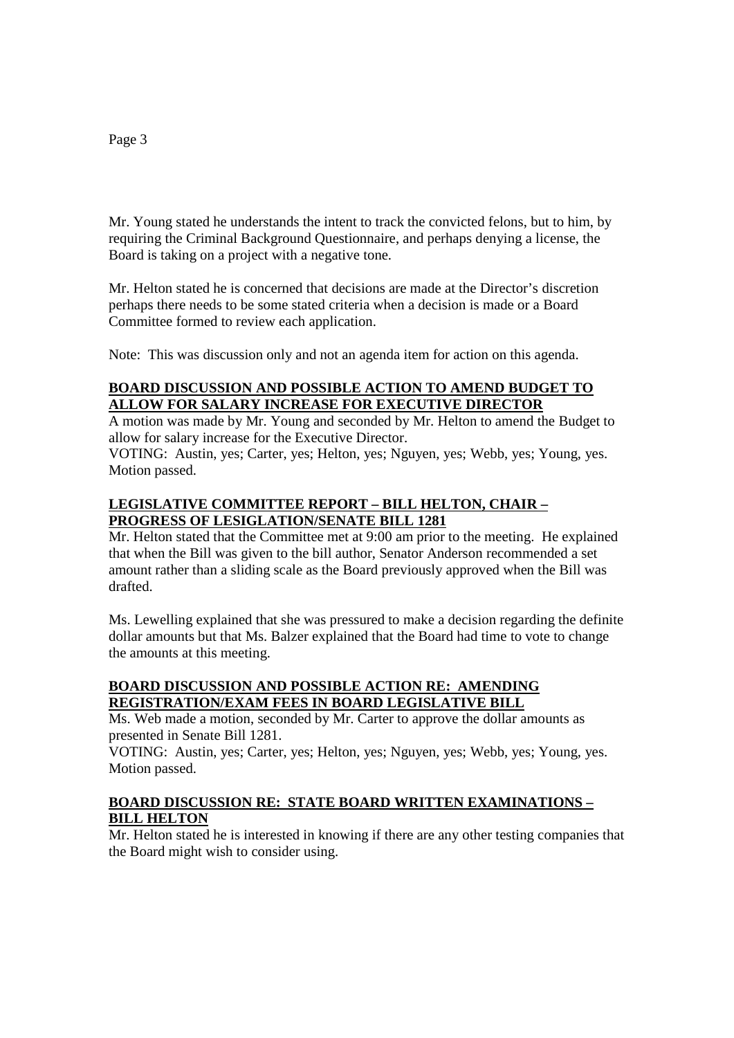Mr. Young stated he understands the intent to track the convicted felons, but to him, by requiring the Criminal Background Questionnaire, and perhaps denying a license, the Board is taking on a project with a negative tone.

Mr. Helton stated he is concerned that decisions are made at the Director's discretion perhaps there needs to be some stated criteria when a decision is made or a Board Committee formed to review each application.

Note: This was discussion only and not an agenda item for action on this agenda.

**BOARD DISCUSSION AND POSSIBLE ACTION TO AMEND BUDGET TO ALLOW FOR SALARY INCREASE FOR EXECUTIVE DIRECTOR**

A motion was made by Mr. Young and seconded by Mr. Helton to amend the Budget to allow for salary increase for the Executive Director.
VOTING: Austin, yes; Carter, yes; Helton, yes; Nguyen, yes; Webb, yes; Young, yes.
Motion passed.

**LEGISLATIVE COMMITTEE REPORT – BILL HELTON, CHAIR – PROGRESS OF LESIGLATION/SENATE BILL 1281**

Mr. Helton stated that the Committee met at 9:00 am prior to the meeting. He explained that when the Bill was given to the bill author, Senator Anderson recommended a set amount rather than a sliding scale as the Board previously approved when the Bill was drafted.

Ms. Lewelling explained that she was pressured to make a decision regarding the definite dollar amounts but that Ms. Balzer explained that the Board had time to vote to change the amounts at this meeting.

**BOARD DISCUSSION AND POSSIBLE ACTION RE: AMENDING REGISTRATION/EXAM FEES IN BOARD LEGISLATIVE BILL**

Ms. Web made a motion, seconded by Mr. Carter to approve the dollar amounts as presented in Senate Bill 1281.
VOTING: Austin, yes; Carter, yes; Helton, yes; Nguyen, yes; Webb, yes; Young, yes.
Motion passed.

**BOARD DISCUSSION RE: STATE BOARD WRITTEN EXAMINATIONS – BILL HELTON**

Mr. Helton stated he is interested in knowing if there are any other testing companies that the Board might wish to consider using.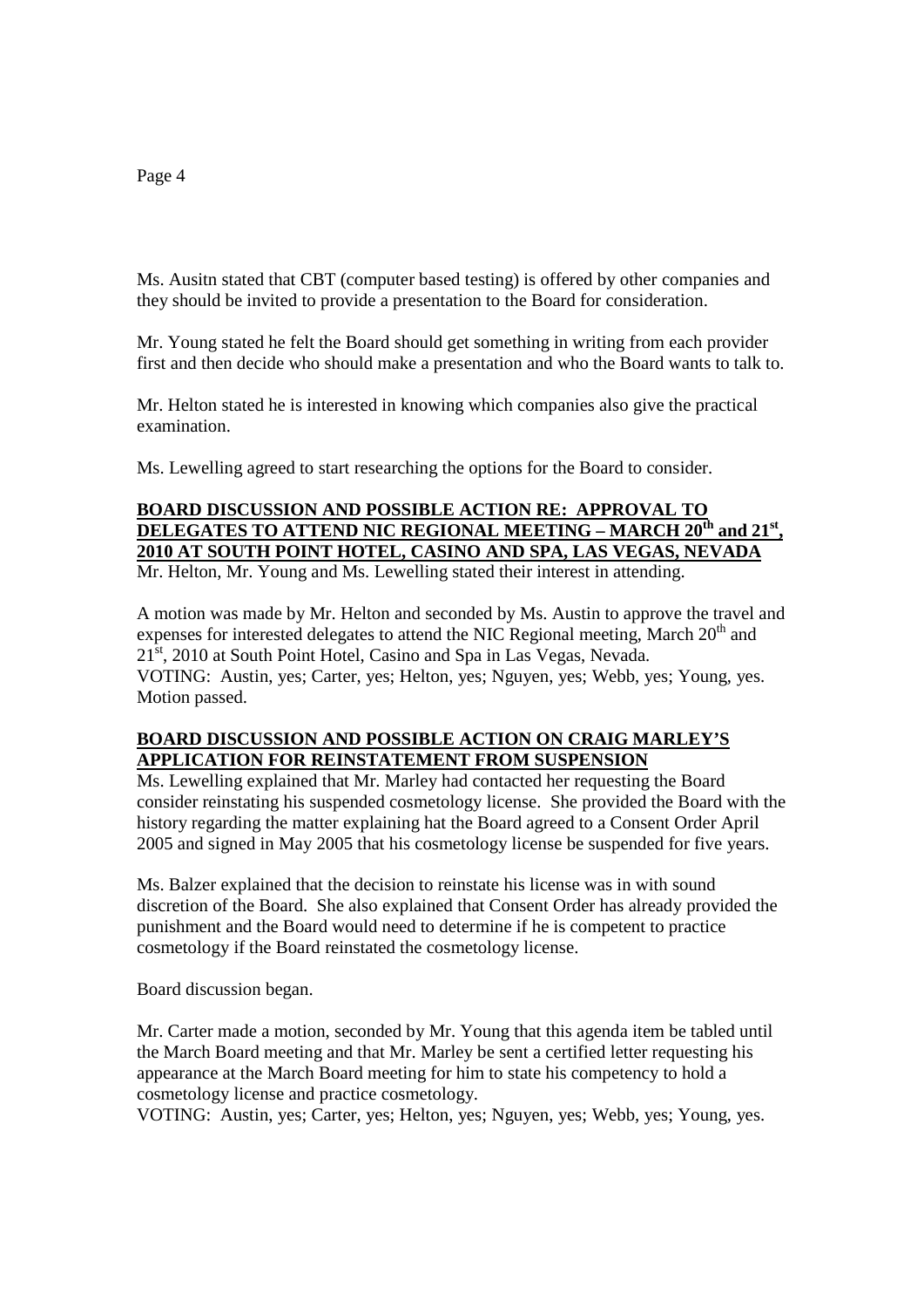Ms. Ausitn stated that CBT (computer based testing) is offered by other companies and they should be invited to provide a presentation to the Board for consideration.

Mr. Young stated he felt the Board should get something in writing from each provider first and then decide who should make a presentation and who the Board wants to talk to.

Mr. Helton stated he is interested in knowing which companies also give the practical examination.

Ms. Lewelling agreed to start researching the options for the Board to consider.

**BOARD DISCUSSION AND POSSIBLE ACTION RE: APPROVAL TO DELEGATES TO ATTEND NIC REGIONAL MEETING – MARCH 20th and 21st, 2010 AT SOUTH POINT HOTEL, CASINO AND SPA, LAS VEGAS, NEVADA**

Mr. Helton, Mr. Young and Ms. Lewelling stated their interest in attending.

A motion was made by Mr. Helton and seconded by Ms. Austin to approve the travel and expenses for interested delegates to attend the NIC Regional meeting, March 20th and 21st, 2010 at South Point Hotel, Casino and Spa in Las Vegas, Nevada.
VOTING: Austin, yes; Carter, yes; Helton, yes; Nguyen, yes; Webb, yes; Young, yes.
Motion passed.

**BOARD DISCUSSION AND POSSIBLE ACTION ON CRAIG MARLEY'S APPLICATION FOR REINSTATEMENT FROM SUSPENSION**

Ms. Lewelling explained that Mr. Marley had contacted her requesting the Board consider reinstating his suspended cosmetology license. She provided the Board with the history regarding the matter explaining hat the Board agreed to a Consent Order April 2005 and signed in May 2005 that his cosmetology license be suspended for five years.

Ms. Balzer explained that the decision to reinstate his license was in with sound discretion of the Board. She also explained that Consent Order has already provided the punishment and the Board would need to determine if he is competent to practice cosmetology if the Board reinstated the cosmetology license.

Board discussion began.

Mr. Carter made a motion, seconded by Mr. Young that this agenda item be tabled until the March Board meeting and that Mr. Marley be sent a certified letter requesting his appearance at the March Board meeting for him to state his competency to hold a cosmetology license and practice cosmetology.
VOTING: Austin, yes; Carter, yes; Helton, yes; Nguyen, yes; Webb, yes; Young, yes.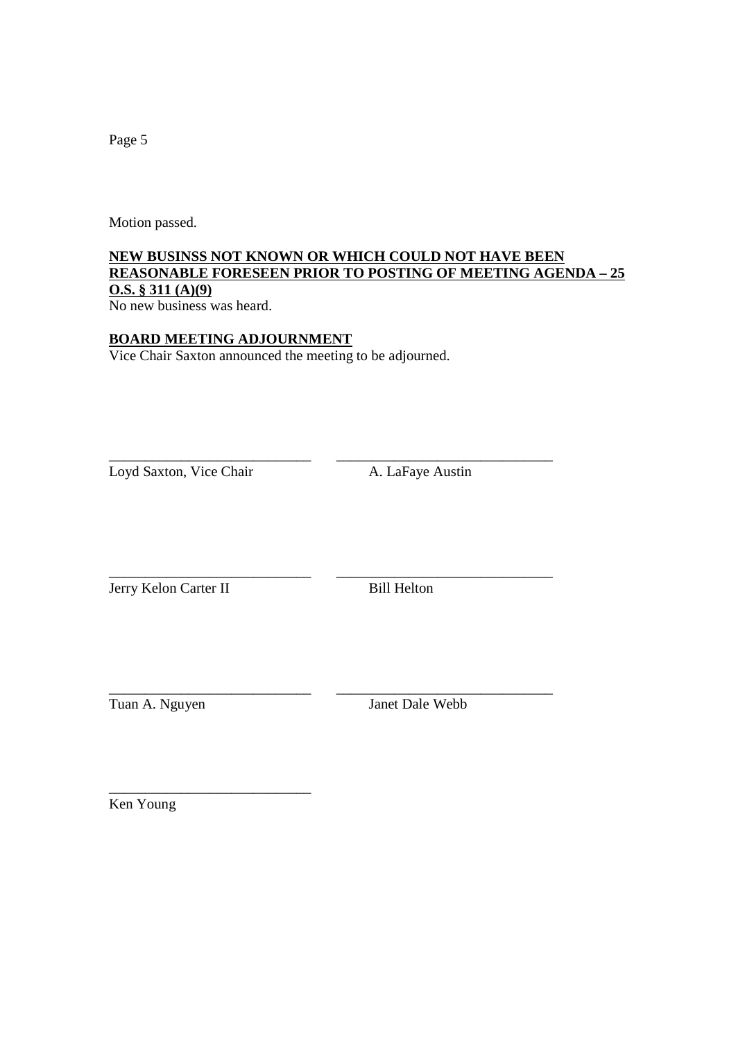Motion passed.

**NEW BUSINSS NOT KNOWN OR WHICH COULD NOT HAVE BEEN REASONABLE FORESEEN PRIOR TO POSTING OF MEETING AGENDA – 25 O.S. § 311 (A)(9)**

No new business was heard.

**BOARD MEETING ADJOURNMENT**

Vice Chair Saxton announced the meeting to be adjourned.

| | |
|---|---|
| ____________________________ | ______________________________ |
| Loyd Saxton, Vice Chair | A. LaFaye Austin |
| ____________________________ | ______________________________ |
| Jerry Kelon Carter II | Bill Helton |
| ____________________________ | ______________________________ |
| Tuan A. Nguyen | Janet Dale Webb |
| ____________________________ | |
| Ken Young | |